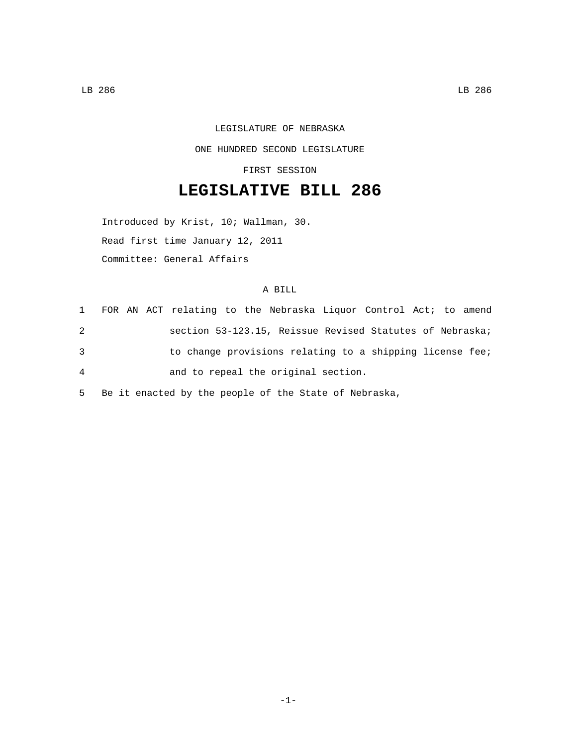LEGISLATURE OF NEBRASKA

ONE HUNDRED SECOND LEGISLATURE

FIRST SESSION

# LEGISLATIVE BILL 286

Introduced by Krist, 10; Wallman, 30.

Read first time January 12, 2011

Committee: General Affairs

A BILL

1 FOR AN ACT relating to the Nebraska Liquor Control Act; to amend
2 section 53-123.15, Reissue Revised Statutes of Nebraska;
3 to change provisions relating to a shipping license fee;
4 and to repeal the original section.
5 Be it enacted by the people of the State of Nebraska,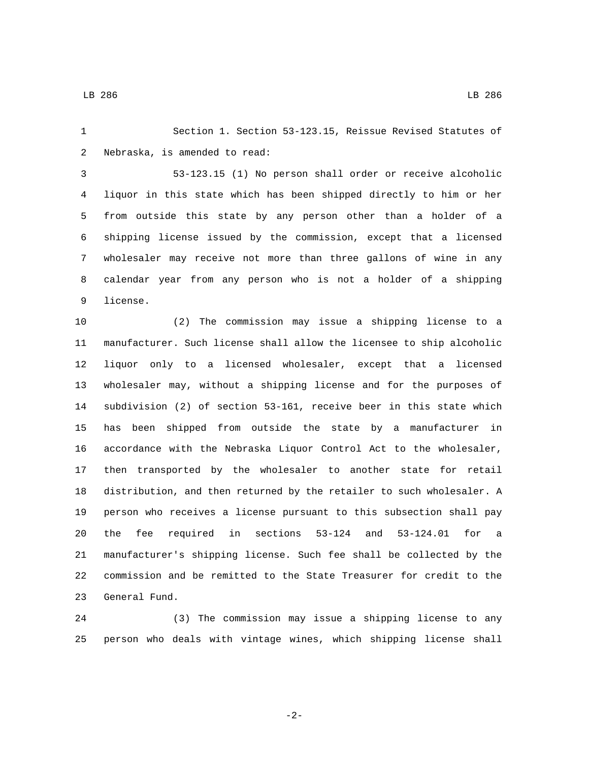Section 1. Section 53-123.15, Reissue Revised Statutes of Nebraska, is amended to read:

53-123.15 (1) No person shall order or receive alcoholic liquor in this state which has been shipped directly to him or her from outside this state by any person other than a holder of a shipping license issued by the commission, except that a licensed wholesaler may receive not more than three gallons of wine in any calendar year from any person who is not a holder of a shipping license.

(2) The commission may issue a shipping license to a manufacturer. Such license shall allow the licensee to ship alcoholic liquor only to a licensed wholesaler, except that a licensed wholesaler may, without a shipping license and for the purposes of subdivision (2) of section 53-161, receive beer in this state which has been shipped from outside the state by a manufacturer in accordance with the Nebraska Liquor Control Act to the wholesaler, then transported by the wholesaler to another state for retail distribution, and then returned by the retailer to such wholesaler. A person who receives a license pursuant to this subsection shall pay the fee required in sections 53-124 and 53-124.01 for a manufacturer's shipping license. Such fee shall be collected by the commission and be remitted to the State Treasurer for credit to the General Fund.

(3) The commission may issue a shipping license to any person who deals with vintage wines, which shipping license shall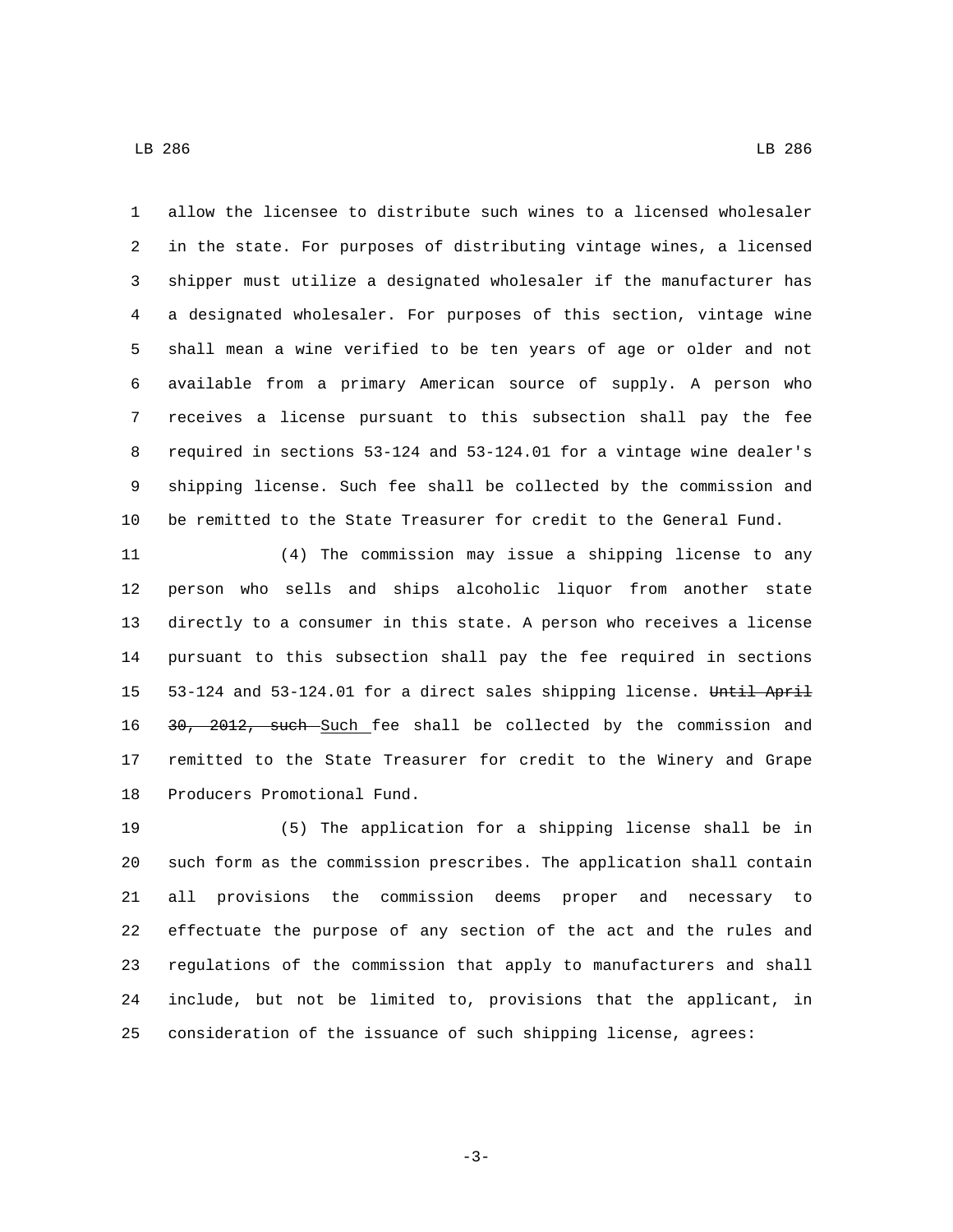allow the licensee to distribute such wines to a licensed wholesaler in the state. For purposes of distributing vintage wines, a licensed shipper must utilize a designated wholesaler if the manufacturer has a designated wholesaler. For purposes of this section, vintage wine shall mean a wine verified to be ten years of age or older and not available from a primary American source of supply. A person who receives a license pursuant to this subsection shall pay the fee required in sections 53-124 and 53-124.01 for a vintage wine dealer's shipping license. Such fee shall be collected by the commission and be remitted to the State Treasurer for credit to the General Fund.

(4) The commission may issue a shipping license to any person who sells and ships alcoholic liquor from another state directly to a consumer in this state. A person who receives a license pursuant to this subsection shall pay the fee required in sections 53-124 and 53-124.01 for a direct sales shipping license. ~~Until April 30, 2012, such~~ Such fee shall be collected by the commission and remitted to the State Treasurer for credit to the Winery and Grape Producers Promotional Fund.

(5) The application for a shipping license shall be in such form as the commission prescribes. The application shall contain all provisions the commission deems proper and necessary to effectuate the purpose of any section of the act and the rules and regulations of the commission that apply to manufacturers and shall include, but not be limited to, provisions that the applicant, in consideration of the issuance of such shipping license, agrees: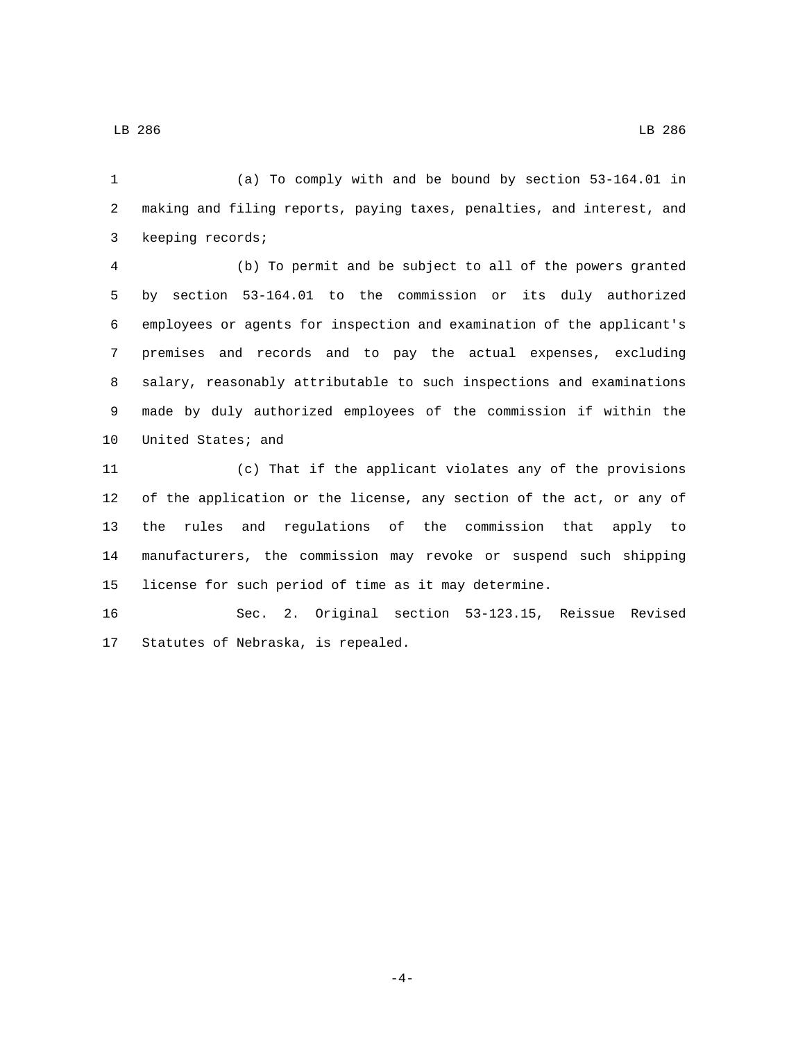(a) To comply with and be bound by section 53-164.01 in making and filing reports, paying taxes, penalties, and interest, and keeping records;

(b) To permit and be subject to all of the powers granted by section 53-164.01 to the commission or its duly authorized employees or agents for inspection and examination of the applicant's premises and records and to pay the actual expenses, excluding salary, reasonably attributable to such inspections and examinations made by duly authorized employees of the commission if within the United States; and

(c) That if the applicant violates any of the provisions of the application or the license, any section of the act, or any of the rules and regulations of the commission that apply to manufacturers, the commission may revoke or suspend such shipping license for such period of time as it may determine.

Sec. 2. Original section 53-123.15, Reissue Revised Statutes of Nebraska, is repealed.